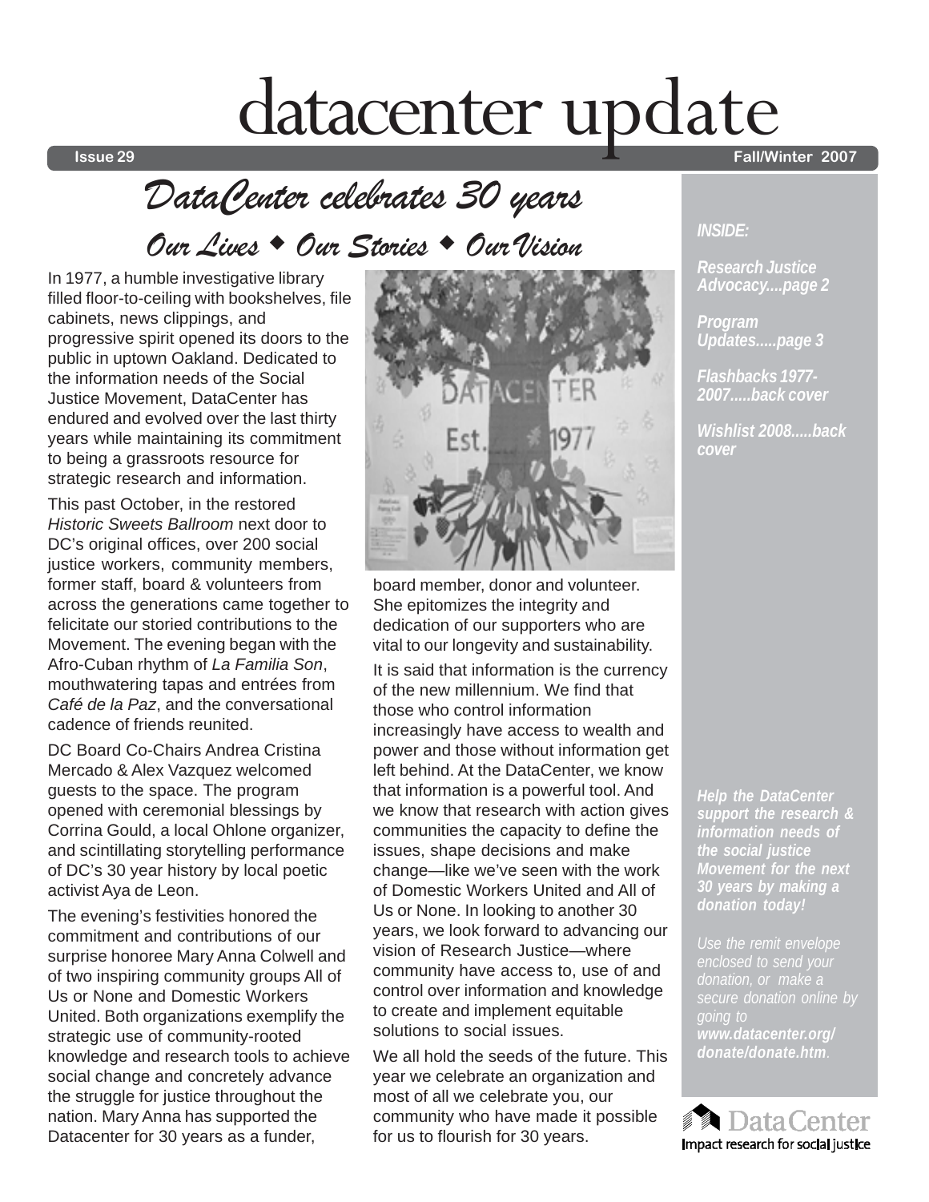# datacenter update

**Issue 29** **Fall/Winter 2007**

## *DataCenter celebrates 30 years*

### *Our Lives ◆ Our Stories ◆ Our Vision*

In 1977, a humble investigative library filled floor-to-ceiling with bookshelves, file cabinets, news clippings, and progressive spirit opened its doors to the public in uptown Oakland. Dedicated to the information needs of the Social Justice Movement, DataCenter has endured and evolved over the last thirty years while maintaining its commitment to being a grassroots resource for strategic research and information.

This past October, in the restored *Historic Sweets Ballroom* next door to DC's original offices, over 200 social justice workers, community members, former staff, board & volunteers from across the generations came together to felicitate our storied contributions to the Movement. The evening began with the Afro-Cuban rhythm of *La Familia Son*, mouthwatering tapas and entrées from *Café de la Paz*, and the conversational cadence of friends reunited.

DC Board Co-Chairs Andrea Cristina Mercado & Alex Vazquez welcomed guests to the space. The program opened with ceremonial blessings by Corrina Gould, a local Ohlone organizer, and scintillating storytelling performance of DC's 30 year history by local poetic activist Aya de Leon.

The evening's festivities honored the commitment and contributions of our surprise honoree Mary Anna Colwell and of two inspiring community groups All of Us or None and Domestic Workers United. Both organizations exemplify the strategic use of community-rooted knowledge and research tools to achieve social change and concretely advance the struggle for justice throughout the nation. Mary Anna has supported the Datacenter for 30 years as a funder, board member, donor and volunteer. She epitomizes the integrity and dedication of our supporters who are vital to our longevity and sustainability.

It is said that information is the currency of the new millennium. We find that those who control information increasingly have access to wealth and power and those without information get left behind. At the DataCenter, we know that information is a powerful tool. And we know that research with action gives communities the capacity to define the issues, shape decisions and make change—like we've seen with the work of Domestic Workers United and All of Us or None. In looking to another 30 years, we look forward to advancing our vision of Research Justice—where community have access to, use of and control over information and knowledge to create and implement equitable solutions to social issues.

We all hold the seeds of the future. This year we celebrate an organization and most of all we celebrate you, our community who have made it possible for us to flourish for 30 years.

---

***INSIDE:***

***Research Justice Advocacy....page 2***

***Program Updates.....page 3***

***Flashbacks 1977-2007.....back cover***

***Wishlist 2008.....back cover***

***Help the DataCenter support the research & information needs of the social justice Movement for the next 30 years by making a donation today!***

*Use the remit envelope enclosed to send your donation, or make a secure donation online by going to* ***www.datacenter.org/donate/donate.htm***.

DataCenter
Impact research for social justice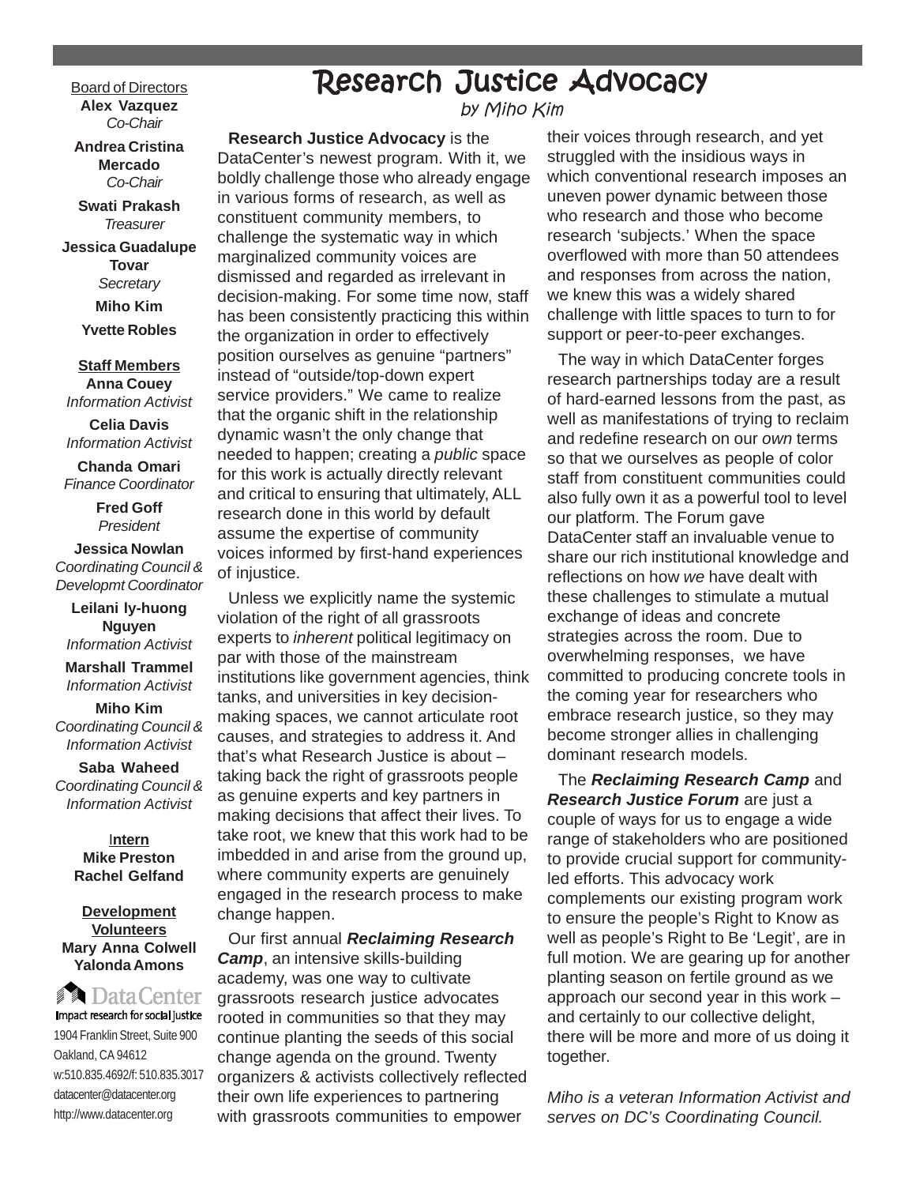# Research Justice Advocacy

*by Miho Kim*

**Research Justice Advocacy** is the DataCenter's newest program. With it, we boldly challenge those who already engage in various forms of research, as well as constituent community members, to challenge the systematic way in which marginalized community voices are dismissed and regarded as irrelevant in decision-making. For some time now, staff has been consistently practicing this within the organization in order to effectively position ourselves as genuine "partners" instead of "outside/top-down expert service providers." We came to realize that the organic shift in the relationship dynamic wasn't the only change that needed to happen; creating a *public* space for this work is actually directly relevant and critical to ensuring that ultimately, ALL research done in this world by default assume the expertise of community voices informed by first-hand experiences of injustice.

Unless we explicitly name the systemic violation of the right of all grassroots experts to *inherent* political legitimacy on par with those of the mainstream institutions like government agencies, think tanks, and universities in key decision-making spaces, we cannot articulate root causes, and strategies to address it. And that's what Research Justice is about – taking back the right of grassroots people as genuine experts and key partners in making decisions that affect their lives. To take root, we knew that this work had to be imbedded in and arise from the ground up, where community experts are genuinely engaged in the research process to make change happen.

Our first annual ***Reclaiming Research Camp***, an intensive skills-building academy, was one way to cultivate grassroots research justice advocates rooted in communities so that they may continue planting the seeds of this social change agenda on the ground. Twenty organizers & activists collectively reflected their own life experiences to partnering with grassroots communities to empower their voices through research, and yet struggled with the insidious ways in which conventional research imposes an uneven power dynamic between those who research and those who become research 'subjects.' When the space overflowed with more than 50 attendees and responses from across the nation, we knew this was a widely shared challenge with little spaces to turn to for support or peer-to-peer exchanges.

The way in which DataCenter forges research partnerships today are a result of hard-earned lessons from the past, as well as manifestations of trying to reclaim and redefine research on our *own* terms so that we ourselves as people of color staff from constituent communities could also fully own it as a powerful tool to level our platform. The Forum gave DataCenter staff an invaluable venue to share our rich institutional knowledge and reflections on how *we* have dealt with these challenges to stimulate a mutual exchange of ideas and concrete strategies across the room. Due to overwhelming responses, we have committed to producing concrete tools in the coming year for researchers who embrace research justice, so they may become stronger allies in challenging dominant research models.

The ***Reclaiming Research Camp*** and ***Research Justice Forum*** are just a couple of ways for us to engage a wide range of stakeholders who are positioned to provide crucial support for community-led efforts. This advocacy work complements our existing program work to ensure the people's Right to Know as well as people's Right to Be 'Legit', are in full motion. We are gearing up for another planting season on fertile ground as we approach our second year in this work – and certainly to our collective delight, there will be more and more of us doing it together.

*Miho is a veteran Information Activist and serves on DC's Coordinating Council.*

---

Board of Directors

**Alex Vazquez**
*Co-Chair*

**Andrea Cristina Mercado**
*Co-Chair*

**Swati Prakash**
*Treasurer*

**Jessica Guadalupe Tovar**
*Secretary*

**Miho Kim**

**Yvette Robles**

**Staff Members**

**Anna Couey**
*Information Activist*

**Celia Davis**
*Information Activist*

**Chanda Omari**
*Finance Coordinator*

**Fred Goff**
*President*

**Jessica Nowlan**
*Coordinating Council & Developmt Coordinator*

**Leilani Iy-huong Nguyen**
*Information Activist*

**Marshall Trammel**
*Information Activist*

**Miho Kim**
*Coordinating Council & Information Activist*

**Saba Waheed**
*Coordinating Council & Information Activist*

**Intern**

**Mike Preston**

**Rachel Gelfand**

**Development Volunteers**

**Mary Anna Colwell**

**Yalonda Amons**

DataCenter
Impact research for social justice
1904 Franklin Street, Suite 900
Oakland, CA 94612
w:510.835.4692/f: 510.835.3017
datacenter@datacenter.org
http://www.datacenter.org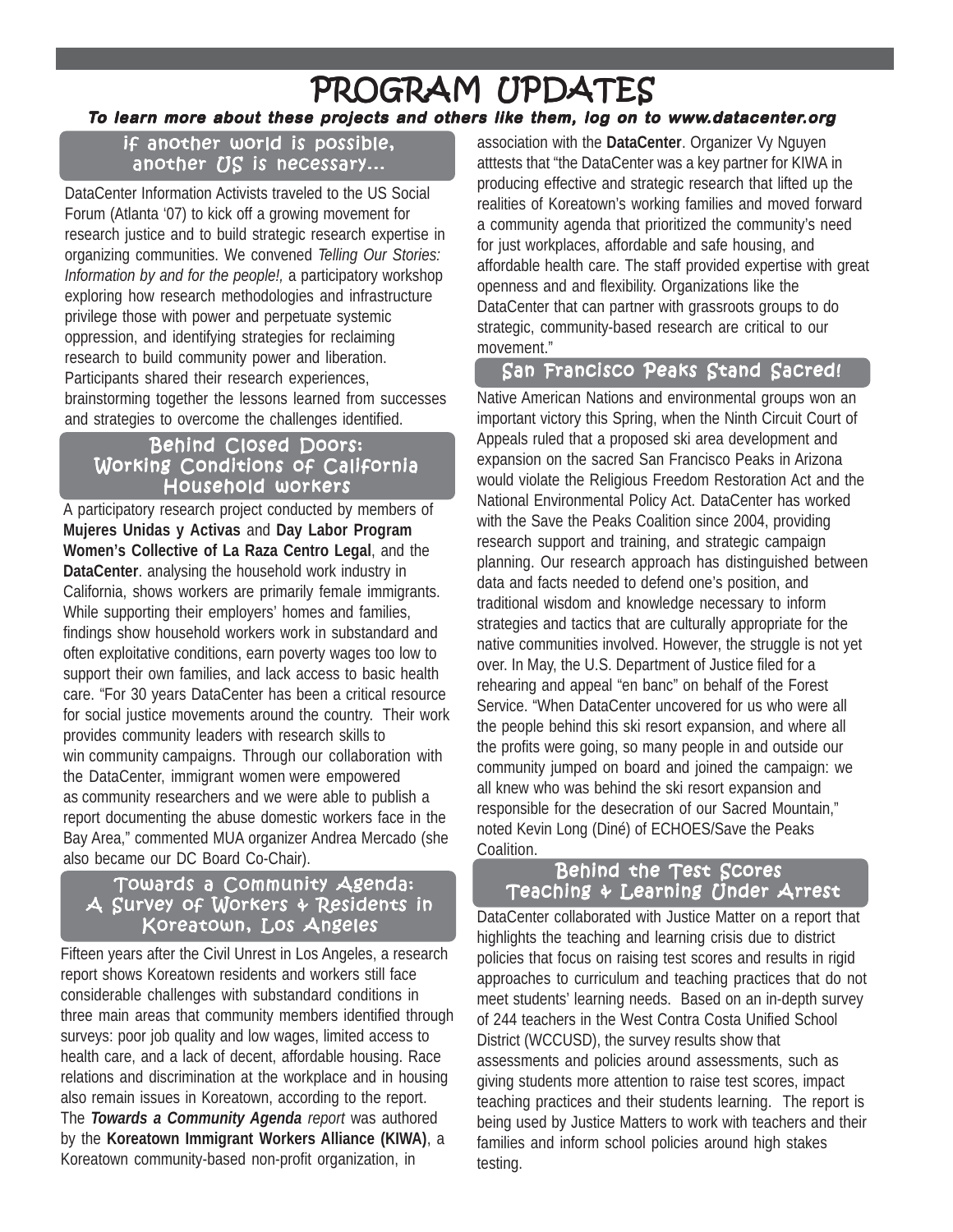# PROGRAM UPDATES

***To learn more about these projects and others like them, log on to www.datacenter.org***

## if another world is possible, another US is necessary...

DataCenter Information Activists traveled to the US Social Forum (Atlanta '07) to kick off a growing movement for research justice and to build strategic research expertise in organizing communities. We convened *Telling Our Stories: Information by and for the people!,* a participatory workshop exploring how research methodologies and infrastructure privilege those with power and perpetuate systemic oppression, and identifying strategies for reclaiming research to build community power and liberation. Participants shared their research experiences, brainstorming together the lessons learned from successes and strategies to overcome the challenges identified.

## Behind Closed Doors: Working Conditions of California Household workers

A participatory research project conducted by members of **Mujeres Unidas y Activas** and **Day Labor Program Women's Collective of La Raza Centro Legal**, and the **DataCenter**. analysing the household work industry in California, shows workers are primarily female immigrants. While supporting their employers' homes and families, findings show household workers work in substandard and often exploitative conditions, earn poverty wages too low to support their own families, and lack access to basic health care. "For 30 years DataCenter has been a critical resource for social justice movements around the country. Their work provides community leaders with research skills to win community campaigns. Through our collaboration with the DataCenter, immigrant women were empowered as community researchers and we were able to publish a report documenting the abuse domestic workers face in the Bay Area," commented MUA organizer Andrea Mercado (she also became our DC Board Co-Chair).

## Towards a Community Agenda: A Survey of Workers & Residents in Koreatown, Los Angeles

Fifteen years after the Civil Unrest in Los Angeles, a research report shows Koreatown residents and workers still face considerable challenges with substandard conditions in three main areas that community members identified through surveys: poor job quality and low wages, limited access to health care, and a lack of decent, affordable housing. Race relations and discrimination at the workplace and in housing also remain issues in Koreatown, according to the report. The ***Towards a Community Agenda*** *report* was authored by the **Koreatown Immigrant Workers Alliance (KIWA)**, a Koreatown community-based non-profit organization, in association with the **DataCenter**. Organizer Vy Nguyen atttests that "the DataCenter was a key partner for KIWA in producing effective and strategic research that lifted up the realities of Koreatown's working families and moved forward a community agenda that prioritized the community's need for just workplaces, affordable and safe housing, and affordable health care. The staff provided expertise with great openness and and flexibility. Organizations like the DataCenter that can partner with grassroots groups to do strategic, community-based research are critical to our movement."

## San Francisco Peaks Stand Sacred!

Native American Nations and environmental groups won an important victory this Spring, when the Ninth Circuit Court of Appeals ruled that a proposed ski area development and expansion on the sacred San Francisco Peaks in Arizona would violate the Religious Freedom Restoration Act and the National Environmental Policy Act. DataCenter has worked with the Save the Peaks Coalition since 2004, providing research support and training, and strategic campaign planning. Our research approach has distinguished between data and facts needed to defend one's position, and traditional wisdom and knowledge necessary to inform strategies and tactics that are culturally appropriate for the native communities involved. However, the struggle is not yet over. In May, the U.S. Department of Justice filed for a rehearing and appeal "en banc" on behalf of the Forest Service. "When DataCenter uncovered for us who were all the people behind this ski resort expansion, and where all the profits were going, so many people in and outside our community jumped on board and joined the campaign: we all knew who was behind the ski resort expansion and responsible for the desecration of our Sacred Mountain," noted Kevin Long (Diné) of ECHOES/Save the Peaks Coalition.

## Behind the Test Scores Teaching & Learning Under Arrest

DataCenter collaborated with Justice Matter on a report that highlights the teaching and learning crisis due to district policies that focus on raising test scores and results in rigid approaches to curriculum and teaching practices that do not meet students' learning needs. Based on an in-depth survey of 244 teachers in the West Contra Costa Unified School District (WCCUSD), the survey results show that assessments and policies around assessments, such as giving students more attention to raise test scores, impact teaching practices and their students learning. The report is being used by Justice Matters to work with teachers and their families and inform school policies around high stakes testing.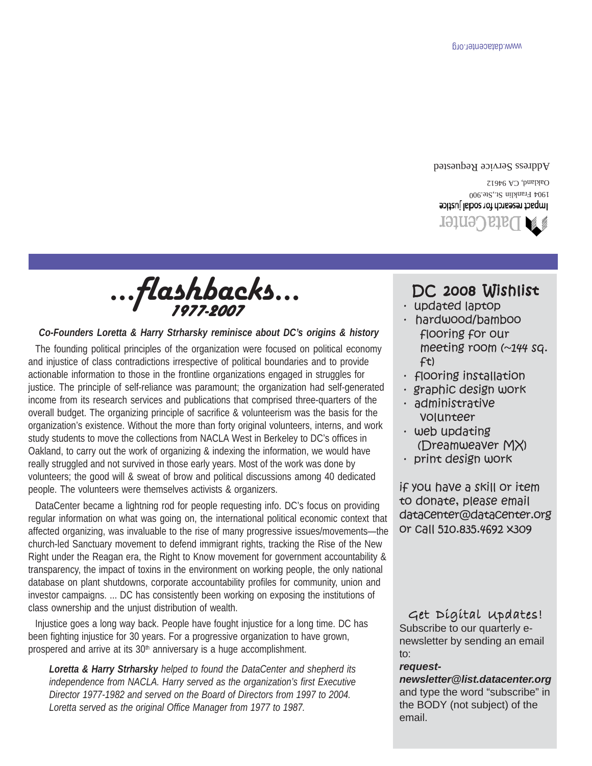www.datacenter.org

DataCenter
Impact research for social justice
1904 Franklin St.,Ste.900
Oakland, CA 94612

Address Service Requested

# ...flashbacks...
## 1977-2007

***Co-Founders Loretta & Harry Strharsky reminisce about DC's origins & history***

The founding political principles of the organization were focused on political economy and injustice of class contradictions irrespective of political boundaries and to provide actionable information to those in the frontline organizations engaged in struggles for justice. The principle of self-reliance was paramount; the organization had self-generated income from its research services and publications that comprised three-quarters of the overall budget. The organizing principle of sacrifice & volunteerism was the basis for the organization's existence. Without the more than forty original volunteers, interns, and work study students to move the collections from NACLA West in Berkeley to DC's offices in Oakland, to carry out the work of organizing & indexing the information, we would have really struggled and not survived in those early years. Most of the work was done by volunteers; the good will & sweat of brow and political discussions among 40 dedicated people. The volunteers were themselves activists & organizers.

DataCenter became a lightning rod for people requesting info. DC's focus on providing regular information on what was going on, the international political economic context that affected organizing, was invaluable to the rise of many progressive issues/movements—the church-led Sanctuary movement to defend immigrant rights, tracking the Rise of the New Right under the Reagan era, the Right to Know movement for government accountability & transparency, the impact of toxins in the environment on working people, the only national database on plant shutdowns, corporate accountability profiles for community, union and investor campaigns. ... DC has consistently been working on exposing the institutions of class ownership and the unjust distribution of wealth.

Injustice goes a long way back. People have fought injustice for a long time. DC has been fighting injustice for 30 years. For a progressive organization to have grown, prospered and arrive at its 30th anniversary is a huge accomplishment.

***Loretta & Harry Strharsky** helped to found the DataCenter and shepherd its independence from NACLA. Harry served as the organization's first Executive Director 1977-1982 and served on the Board of Directors from 1997 to 2004. Loretta served as the original Office Manager from 1977 to 1987.*

## DC 2008 Wishlist

- updated laptop
- hardwood/bamboo flooring for our meeting room (~144 sq. ft)
- flooring installation
- graphic design work
- administrative volunteer
- web updating (Dreamweaver MX)
- print design work

if you have a skill or item to donate, please email datacenter@datacenter.org or call 510.835.4692 x309

## Get Digital Updates!

Subscribe to our quarterly e-newsletter by sending an email to:

***request-newsletter@list.datacenter.org***

and type the word "subscribe" in the BODY (not subject) of the email.